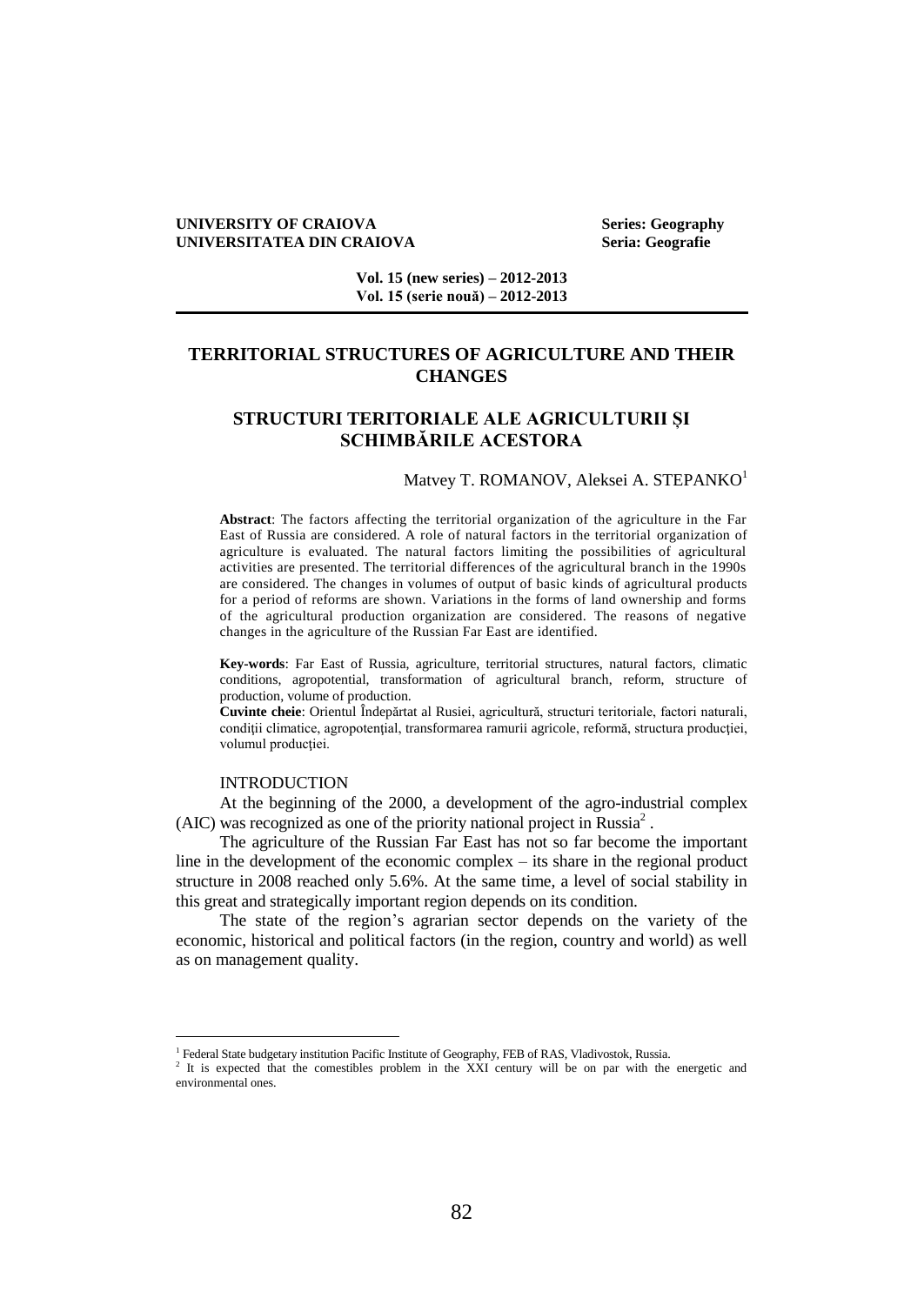# TERRITORIAL STRUCTURES OF AGRICULTURE AND THEIR CHANGES

# STRUCTURI TERITORIALE ALE AGRICULTURII ȘI SCHIMBĂRILE ACESTORA

Matvey T. ROMANOV, Aleksei A. STEPANKO[1]

**Abstract**: The factors affecting the territorial organization of the agriculture in the Far East of Russia are considered. A role of natural factors in the territorial organization of agriculture is evaluated. The natural factors limiting the possibilities of agricultural activities are presented. The territorial differences of the agricultural branch in the 1990s are considered. The changes in volumes of output of basic kinds of agricultural products for a period of reforms are shown. Variations in the forms of land ownership and forms of the agricultural production organization are considered. The reasons of negative changes in the agriculture of the Russian Far East are identified.

**Key-words**: Far East of Russia, agriculture, territorial structures, natural factors, climatic conditions, agropotential, transformation of agricultural branch, reform, structure of production, volume of production.

**Cuvinte cheie**: Orientul Îndepărtat al Rusiei, agricultură, structuri teritoriale, factori naturali, condiții climatice, agropotențial, transformarea ramurii agricole, reformă, structura producției, volumul producției.

## INTRODUCTION

At the beginning of the 2000, a development of the agro-industrial complex (AIC) was recognized as one of the priority national project in Russia[2] .

The agriculture of the Russian Far East has not so far become the important line in the development of the economic complex – its share in the regional product structure in 2008 reached only 5.6%. At the same time, a level of social stability in this great and strategically important region depends on its condition.

The state of the region's agrarian sector depends on the variety of the economic, historical and political factors (in the region, country and world) as well as on management quality.

---

[1] Federal State budgetary institution Pacific Institute of Geography, FEB of RAS, Vladivostok, Russia.

[2] It is expected that the comestibles problem in the XXI century will be on par with the energetic and environmental ones.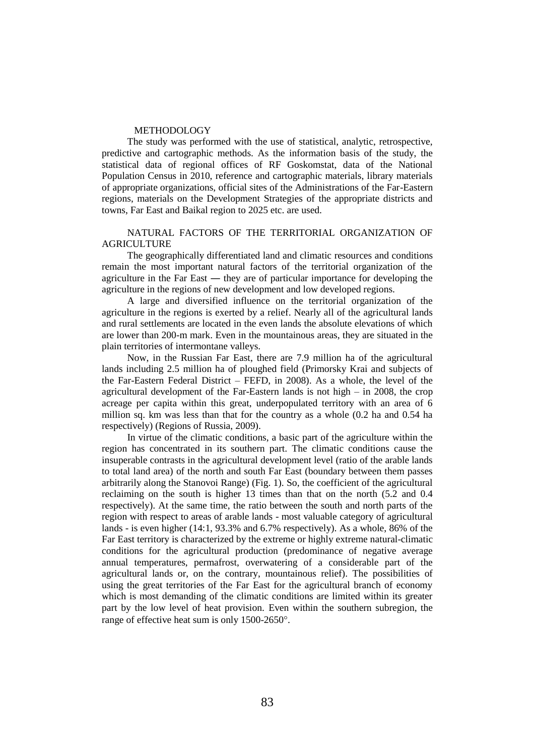## METHODOLOGY

The study was performed with the use of statistical, analytic, retrospective, predictive and cartographic methods. As the information basis of the study, the statistical data of regional offices of RF Goskomstat, data of the National Population Census in 2010, reference and cartographic materials, library materials of appropriate organizations, official sites of the Administrations of the Far-Eastern regions, materials on the Development Strategies of the appropriate districts and towns, Far East and Baikal region to 2025 etc. are used.

## NATURAL FACTORS OF THE TERRITORIAL ORGANIZATION OF AGRICULTURE

The geographically differentiated land and climatic resources and conditions remain the most important natural factors of the territorial organization of the agriculture in the Far East ― they are of particular importance for developing the agriculture in the regions of new development and low developed regions.

A large and diversified influence on the territorial organization of the agriculture in the regions is exerted by a relief. Nearly all of the agricultural lands and rural settlements are located in the even lands the absolute elevations of which are lower than 200-m mark. Even in the mountainous areas, they are situated in the plain territories of intermontane valleys.

Now, in the Russian Far East, there are 7.9 million ha of the agricultural lands including 2.5 million ha of ploughed field (Primorsky Krai and subjects of the Far-Eastern Federal District – FEFD, in 2008). As a whole, the level of the agricultural development of the Far-Eastern lands is not high – in 2008, the crop acreage per capita within this great, underpopulated territory with an area of 6 million sq. km was less than that for the country as a whole (0.2 ha and 0.54 ha respectively) (Regions of Russia, 2009).

In virtue of the climatic conditions, a basic part of the agriculture within the region has concentrated in its southern part. The climatic conditions cause the insuperable contrasts in the agricultural development level (ratio of the arable lands to total land area) of the north and south Far East (boundary between them passes arbitrarily along the Stanovoi Range) (Fig. 1). So, the coefficient of the agricultural reclaiming on the south is higher 13 times than that on the north (5.2 and 0.4 respectively). At the same time, the ratio between the south and north parts of the region with respect to areas of arable lands - most valuable category of agricultural lands - is even higher (14:1, 93.3% and 6.7% respectively). As a whole, 86% of the Far East territory is characterized by the extreme or highly extreme natural-climatic conditions for the agricultural production (predominance of negative average annual temperatures, permafrost, overwatering of a considerable part of the agricultural lands or, on the contrary, mountainous relief). The possibilities of using the great territories of the Far East for the agricultural branch of economy which is most demanding of the climatic conditions are limited within its greater part by the low level of heat provision. Even within the southern subregion, the range of effective heat sum is only 1500-2650°.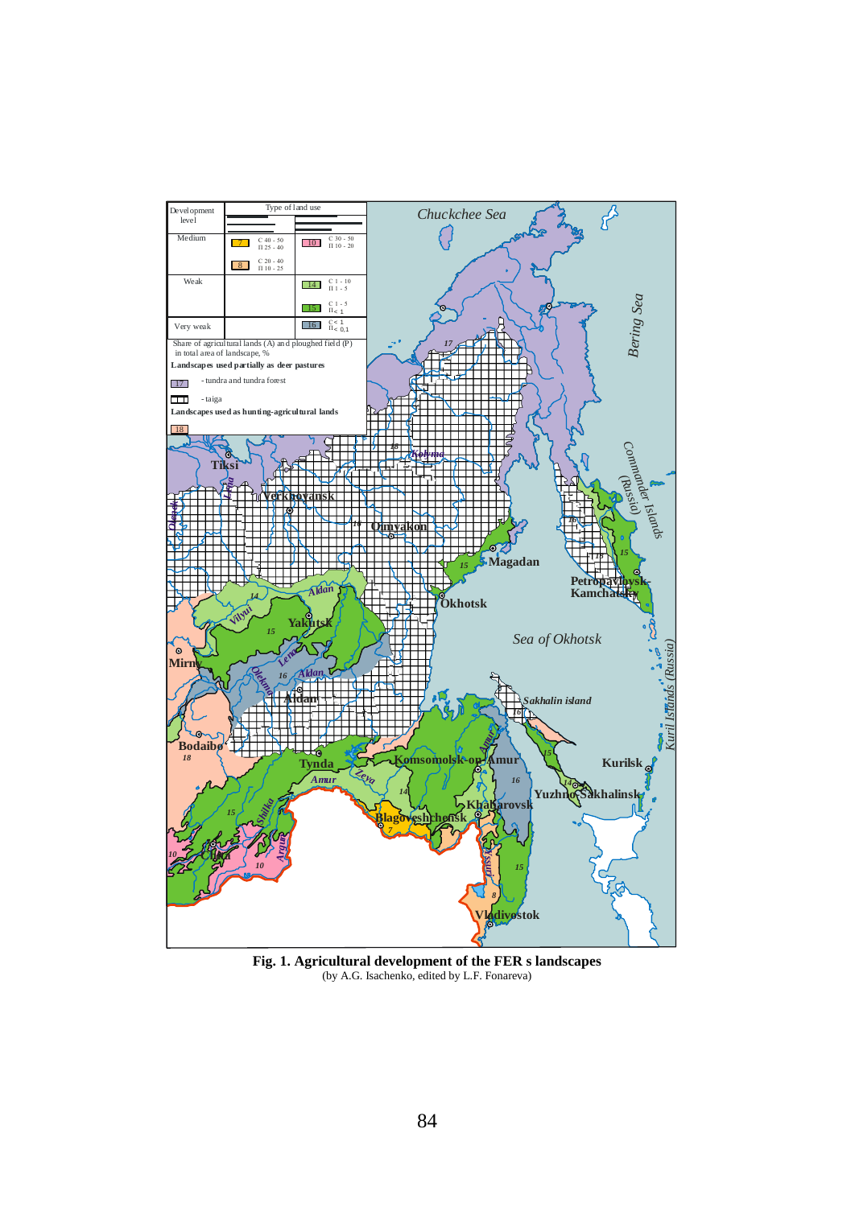**Fig. 1. Agricultural development of the FER s landscapes**
(by A.G. Isachenko, edited by L.F. Fonareva)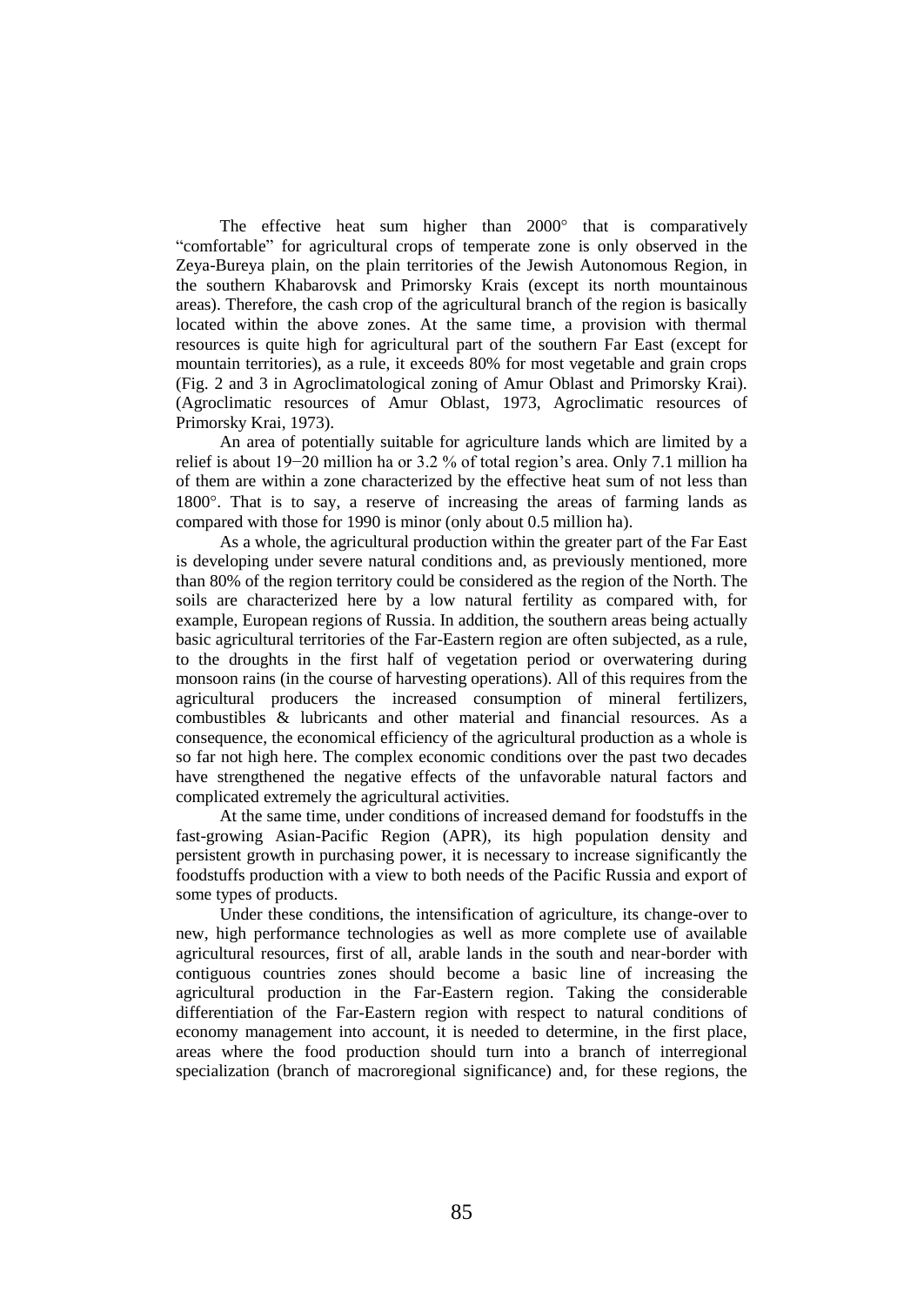The effective heat sum higher than 2000° that is comparatively "comfortable" for agricultural crops of temperate zone is only observed in the Zeya-Bureya plain, on the plain territories of the Jewish Autonomous Region, in the southern Khabarovsk and Primorsky Krais (except its north mountainous areas). Therefore, the cash crop of the agricultural branch of the region is basically located within the above zones. At the same time, a provision with thermal resources is quite high for agricultural part of the southern Far East (except for mountain territories), as a rule, it exceeds 80% for most vegetable and grain crops (Fig. 2 and 3 in Agroclimatological zoning of Amur Oblast and Primorsky Krai). (Agroclimatic resources of Amur Oblast, 1973, Agroclimatic resources of Primorsky Krai, 1973).

An area of potentially suitable for agriculture lands which are limited by a relief is about 19−20 million ha or 3.2 % of total region's area. Only 7.1 million ha of them are within a zone characterized by the effective heat sum of not less than 1800°. That is to say, a reserve of increasing the areas of farming lands as compared with those for 1990 is minor (only about 0.5 million ha).

As a whole, the agricultural production within the greater part of the Far East is developing under severe natural conditions and, as previously mentioned, more than 80% of the region territory could be considered as the region of the North. The soils are characterized here by a low natural fertility as compared with, for example, European regions of Russia. In addition, the southern areas being actually basic agricultural territories of the Far-Eastern region are often subjected, as a rule, to the droughts in the first half of vegetation period or overwatering during monsoon rains (in the course of harvesting operations). All of this requires from the agricultural producers the increased consumption of mineral fertilizers, combustibles & lubricants and other material and financial resources. As a consequence, the economical efficiency of the agricultural production as a whole is so far not high here. The complex economic conditions over the past two decades have strengthened the negative effects of the unfavorable natural factors and complicated extremely the agricultural activities.

At the same time, under conditions of increased demand for foodstuffs in the fast-growing Asian-Pacific Region (APR), its high population density and persistent growth in purchasing power, it is necessary to increase significantly the foodstuffs production with a view to both needs of the Pacific Russia and export of some types of products.

Under these conditions, the intensification of agriculture, its change-over to new, high performance technologies as well as more complete use of available agricultural resources, first of all, arable lands in the south and near-border with contiguous countries zones should become a basic line of increasing the agricultural production in the Far-Eastern region. Taking the considerable differentiation of the Far-Eastern region with respect to natural conditions of economy management into account, it is needed to determine, in the first place, areas where the food production should turn into a branch of interregional specialization (branch of macroregional significance) and, for these regions, the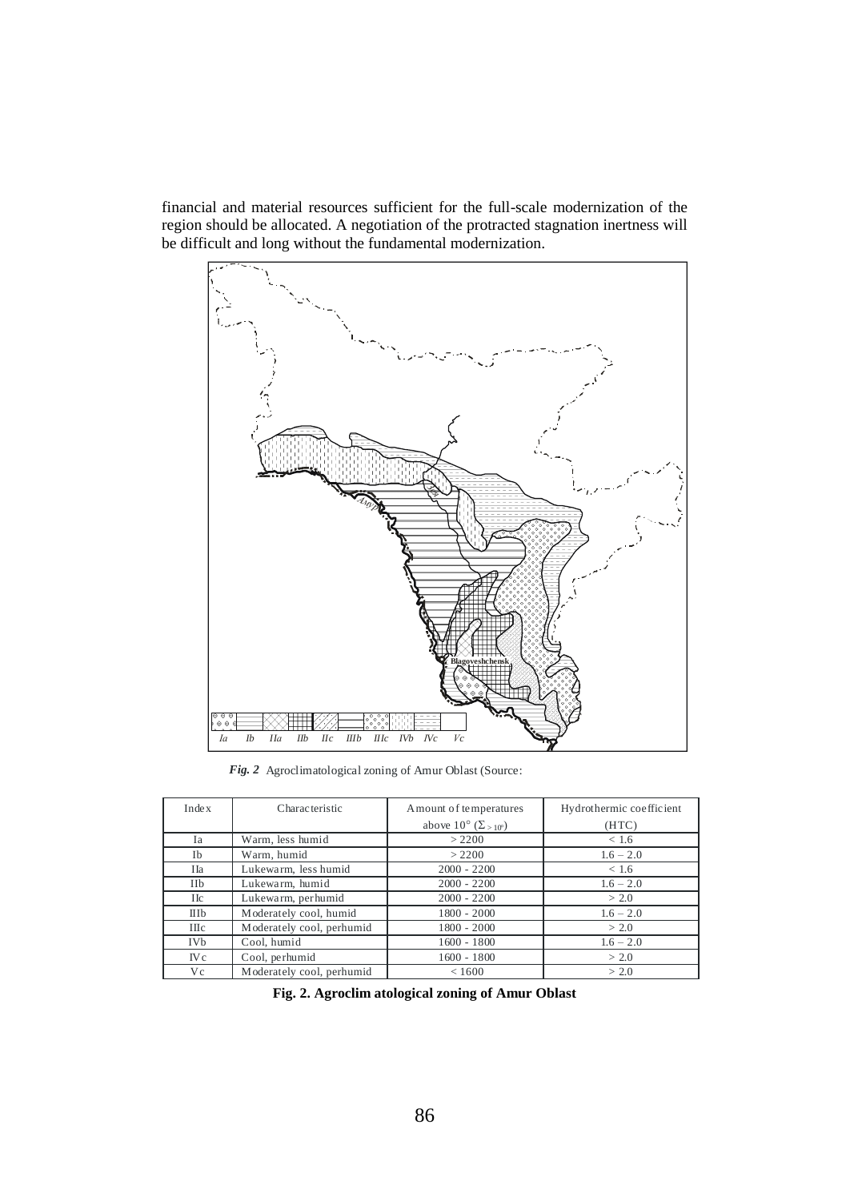financial and material resources sufficient for the full-scale modernization of the region should be allocated. A negotiation of the protracted stagnation inertness will be difficult and long without the fundamental modernization.

*Fig. 2* Agroclimatological zoning of Amur Oblast (Source:

| Index | Characteristic | Amount of temperatures above 10° ($\Sigma_{>10°}$) | Hydrothermic coefficient (HTC) |
|---|---|---|---|
| Ia | Warm, less humid | > 2200 | < 1.6 |
| Ib | Warm, humid | > 2200 | 1.6 – 2.0 |
| IIa | Lukewarm, less humid | 2000 - 2200 | < 1.6 |
| IIb | Lukewarm, humid | 2000 - 2200 | 1.6 – 2.0 |
| IIc | Lukewarm, perhumid | 2000 - 2200 | > 2.0 |
| IIIb | Moderately cool, humid | 1800 - 2000 | 1.6 – 2.0 |
| IIIc | Moderately cool, perhumid | 1800 - 2000 | > 2.0 |
| IVb | Cool, humid | 1600 - 1800 | 1.6 – 2.0 |
| IVc | Cool, perhumid | 1600 - 1800 | > 2.0 |
| Vc | Moderately cool, perhumid | < 1600 | > 2.0 |

**Fig. 2. Agroclimatological zoning of Amur Oblast**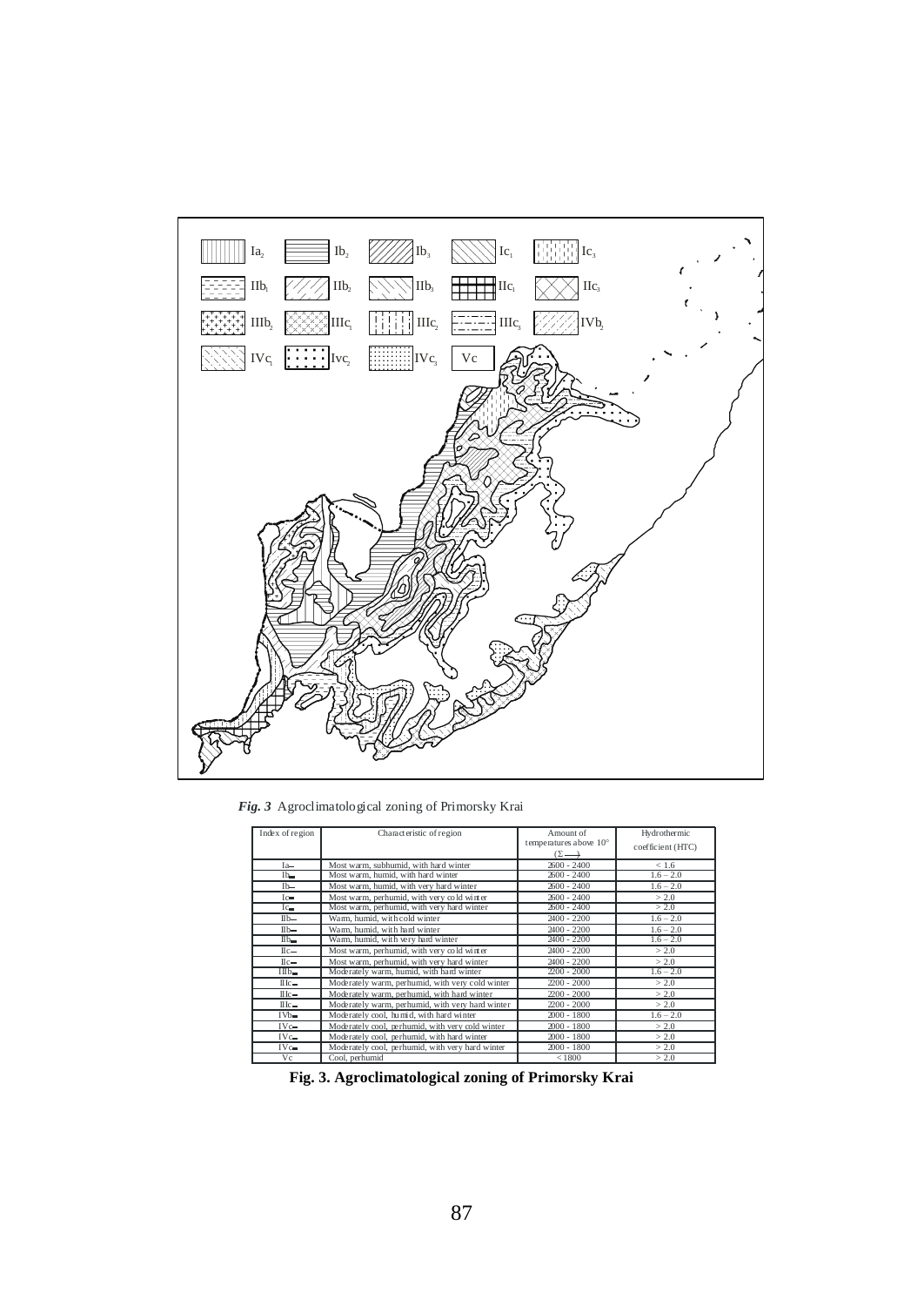*Fig. 3* Agroclimatological zoning of Primorsky Krai

| Index of region | Characteristic of region | Amount of temperatures above 10° (Σ) | Hydrothermic coefficient (HTC) |
|---|---|---|---|
| Ia | Most warm, subhumid, with hard winter | 2600 - 2400 | < 1.6 |
| Ib | Most warm, humid, with hard winter | 2600 - 2400 | 1.6 – 2.0 |
| Ib | Most warm, humid, with very hard winter | 2600 - 2400 | 1.6 – 2.0 |
| Ic | Most warm, perhumid, with very cold winter | 2600 - 2400 | > 2.0 |
| Ic | Most warm, perhumid, with very hard winter | 2600 - 2400 | > 2.0 |
| IIb | Warm, humid, with cold winter | 2400 - 2200 | 1.6 – 2.0 |
| IIb | Warm, humid, with hard winter | 2400 - 2200 | 1.6 – 2.0 |
| IIb | Warm, humid, with very hard winter | 2400 - 2200 | 1.6 – 2.0 |
| IIc | Most warm, perhumid, with very cold winter | 2400 - 2200 | > 2.0 |
| IIc | Most warm, perhumid, with very hard winter | 2400 - 2200 | > 2.0 |
| IIIb | Moderately warm, humid, with hard winter | 2200 - 2000 | 1.6 – 2.0 |
| IIIc | Moderately warm, perhumid, with very cold winter | 2200 - 2000 | > 2.0 |
| IIIc | Moderately warm, perhumid, with hard winter | 2200 - 2000 | > 2.0 |
| IIIc | Moderately warm, perhumid, with very hard winter | 2200 - 2000 | > 2.0 |
| IVb | Moderately cool, humid, with hard winter | 2000 - 1800 | 1.6 – 2.0 |
| IVc | Moderately cool, perhumid, with very cold winter | 2000 - 1800 | > 2.0 |
| IVc | Moderately cool, perhumid, with hard winter | 2000 - 1800 | > 2.0 |
| IVc | Moderately cool, perhumid, with very hard winter | 2000 - 1800 | > 2.0 |
| Vc | Cool, perhumid | < 1800 | > 2.0 |

**Fig. 3. Agroclimatological zoning of Primorsky Krai**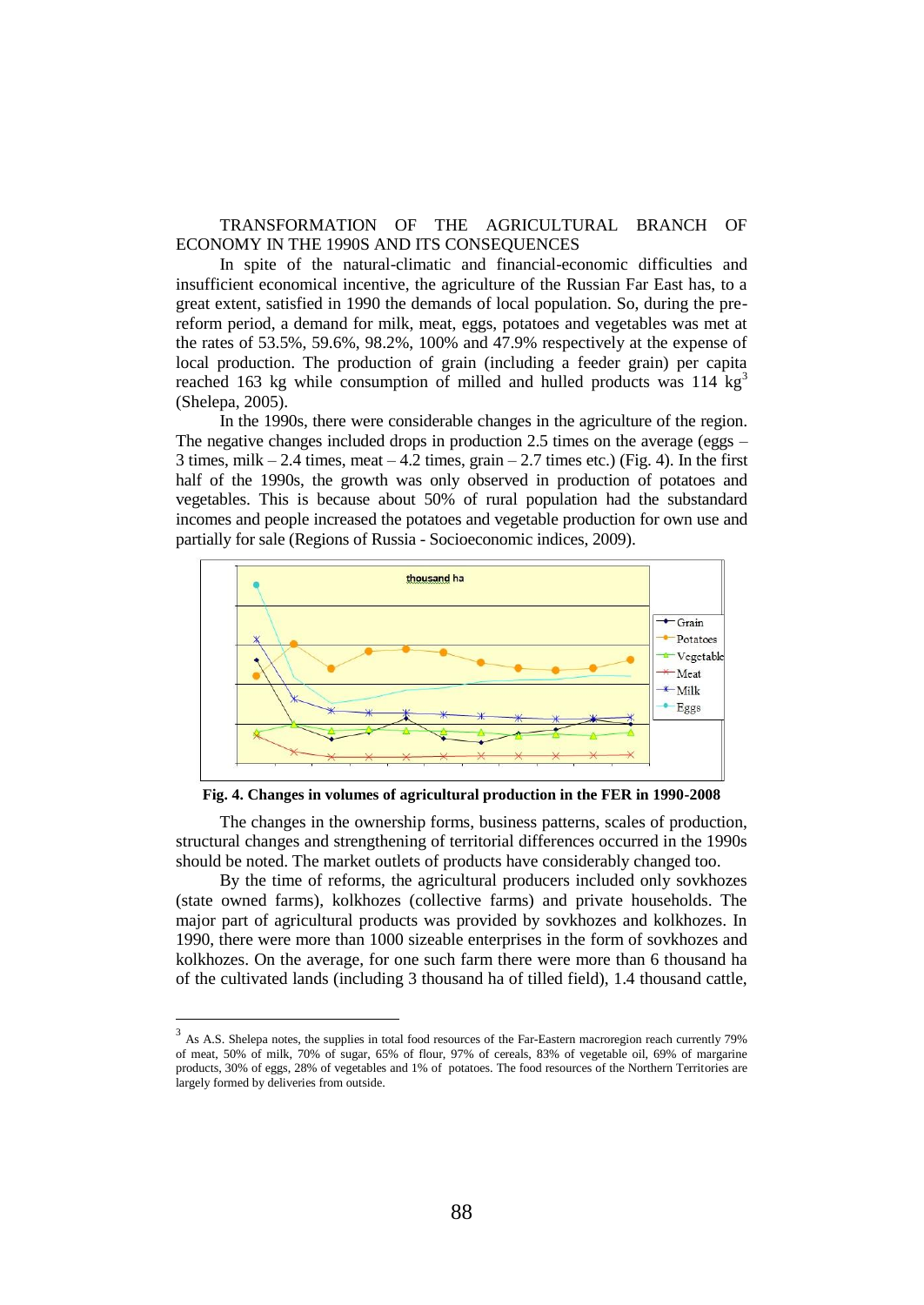## TRANSFORMATION OF THE AGRICULTURAL BRANCH OF ECONOMY IN THE 1990S AND ITS CONSEQUENCES

In spite of the natural-climatic and financial-economic difficulties and insufficient economical incentive, the agriculture of the Russian Far East has, to a great extent, satisfied in 1990 the demands of local population. So, during the pre-reform period, a demand for milk, meat, eggs, potatoes and vegetables was met at the rates of 53.5%, 59.6%, 98.2%, 100% and 47.9% respectively at the expense of local production. The production of grain (including a feeder grain) per capita reached 163 kg while consumption of milled and hulled products was 114 kg[3] (Shelepa, 2005).

In the 1990s, there were considerable changes in the agriculture of the region. The negative changes included drops in production 2.5 times on the average (eggs – 3 times, milk – 2.4 times, meat – 4.2 times, grain – 2.7 times etc.) (Fig. 4). In the first half of the 1990s, the growth was only observed in production of potatoes and vegetables. This is because about 50% of rural population had the substandard incomes and people increased the potatoes and vegetable production for own use and partially for sale (Regions of Russia - Socioeconomic indices, 2009).

**Fig. 4. Changes in volumes of agricultural production in the FER in 1990-2008**

The changes in the ownership forms, business patterns, scales of production, structural changes and strengthening of territorial differences occurred in the 1990s should be noted. The market outlets of products have considerably changed too.

By the time of reforms, the agricultural producers included only sovkhozes (state owned farms), kolkhozes (collective farms) and private households. The major part of agricultural products was provided by sovkhozes and kolkhozes. In 1990, there were more than 1000 sizeable enterprises in the form of sovkhozes and kolkhozes. On the average, for one such farm there were more than 6 thousand ha of the cultivated lands (including 3 thousand ha of tilled field), 1.4 thousand cattle,

---

[3] As A.S. Shelepa notes, the supplies in total food resources of the Far-Eastern macroregion reach currently 79% of meat, 50% of milk, 70% of sugar, 65% of flour, 97% of cereals, 83% of vegetable oil, 69% of margarine products, 30% of eggs, 28% of vegetables and 1% of potatoes. The food resources of the Northern Territories are largely formed by deliveries from outside.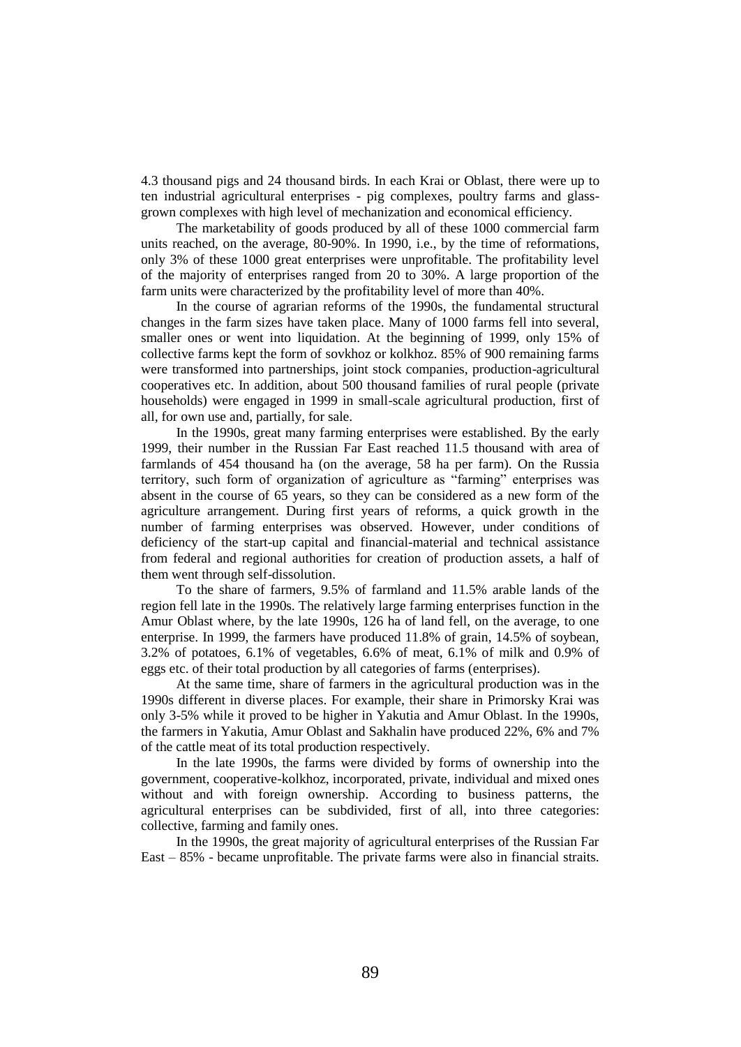4.3 thousand pigs and 24 thousand birds. In each Krai or Oblast, there were up to ten industrial agricultural enterprises - pig complexes, poultry farms and glass-grown complexes with high level of mechanization and economical efficiency.

The marketability of goods produced by all of these 1000 commercial farm units reached, on the average, 80-90%. In 1990, i.e., by the time of reformations, only 3% of these 1000 great enterprises were unprofitable. The profitability level of the majority of enterprises ranged from 20 to 30%. A large proportion of the farm units were characterized by the profitability level of more than 40%.

In the course of agrarian reforms of the 1990s, the fundamental structural changes in the farm sizes have taken place. Many of 1000 farms fell into several, smaller ones or went into liquidation. At the beginning of 1999, only 15% of collective farms kept the form of sovkhoz or kolkhoz. 85% of 900 remaining farms were transformed into partnerships, joint stock companies, production-agricultural cooperatives etc. In addition, about 500 thousand families of rural people (private households) were engaged in 1999 in small-scale agricultural production, first of all, for own use and, partially, for sale.

In the 1990s, great many farming enterprises were established. By the early 1999, their number in the Russian Far East reached 11.5 thousand with area of farmlands of 454 thousand ha (on the average, 58 ha per farm). On the Russia territory, such form of organization of agriculture as "farming" enterprises was absent in the course of 65 years, so they can be considered as a new form of the agriculture arrangement. During first years of reforms, a quick growth in the number of farming enterprises was observed. However, under conditions of deficiency of the start-up capital and financial-material and technical assistance from federal and regional authorities for creation of production assets, a half of them went through self-dissolution.

To the share of farmers, 9.5% of farmland and 11.5% arable lands of the region fell late in the 1990s. The relatively large farming enterprises function in the Amur Oblast where, by the late 1990s, 126 ha of land fell, on the average, to one enterprise. In 1999, the farmers have produced 11.8% of grain, 14.5% of soybean, 3.2% of potatoes, 6.1% of vegetables, 6.6% of meat, 6.1% of milk and 0.9% of eggs etc. of their total production by all categories of farms (enterprises).

At the same time, share of farmers in the agricultural production was in the 1990s different in diverse places. For example, their share in Primorsky Krai was only 3-5% while it proved to be higher in Yakutia and Amur Oblast. In the 1990s, the farmers in Yakutia, Amur Oblast and Sakhalin have produced 22%, 6% and 7% of the cattle meat of its total production respectively.

In the late 1990s, the farms were divided by forms of ownership into the government, cooperative-kolkhoz, incorporated, private, individual and mixed ones without and with foreign ownership. According to business patterns, the agricultural enterprises can be subdivided, first of all, into three categories: collective, farming and family ones.

In the 1990s, the great majority of agricultural enterprises of the Russian Far East – 85% - became unprofitable. The private farms were also in financial straits.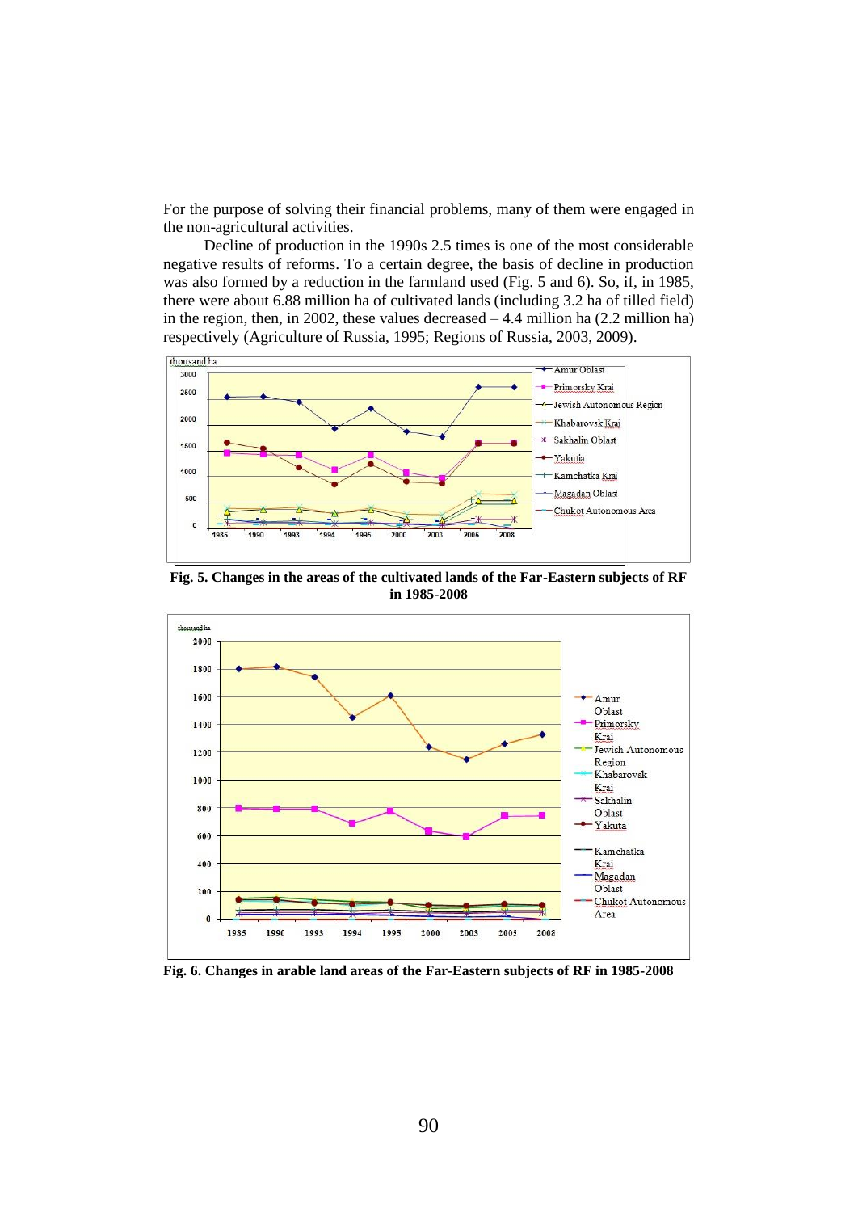For the purpose of solving their financial problems, many of them were engaged in the non-agricultural activities.

Decline of production in the 1990s 2.5 times is one of the most considerable negative results of reforms. To a certain degree, the basis of decline in production was also formed by a reduction in the farmland used (Fig. 5 and 6). So, if, in 1985, there were about 6.88 million ha of cultivated lands (including 3.2 ha of tilled field) in the region, then, in 2002, these values decreased – 4.4 million ha (2.2 million ha) respectively (Agriculture of Russia, 1995; Regions of Russia, 2003, 2009).

**Fig. 5. Changes in the areas of the cultivated lands of the Far-Eastern subjects of RF in 1985-2008**

**Fig. 6. Changes in arable land areas of the Far-Eastern subjects of RF in 1985-2008**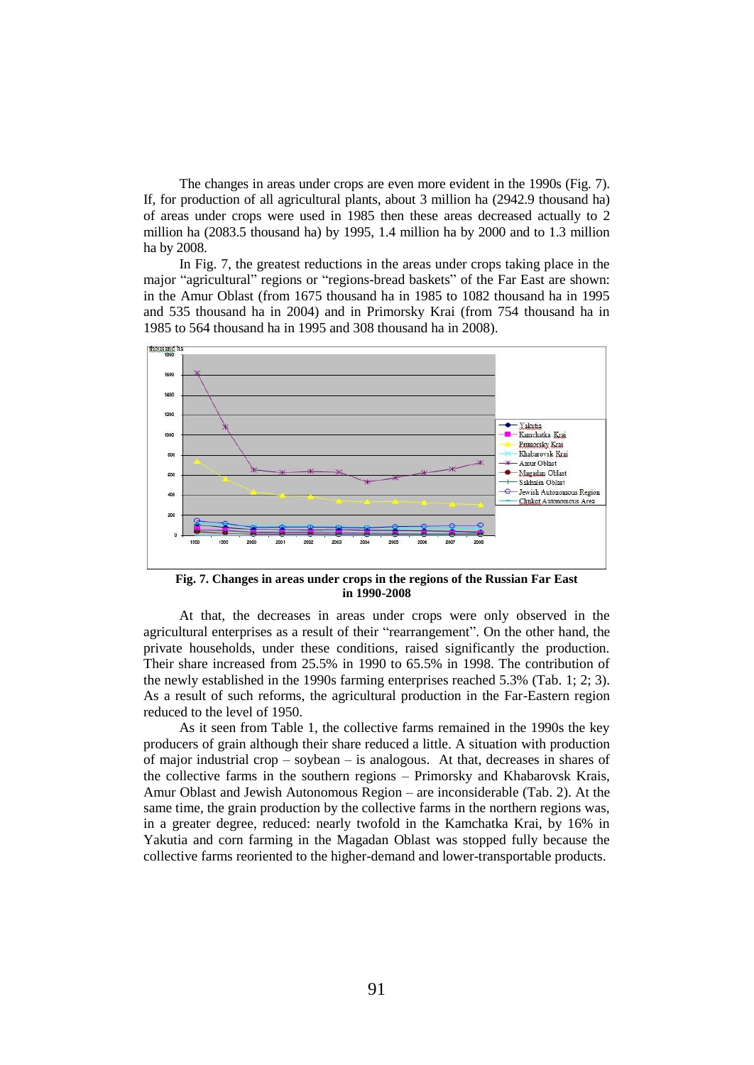The changes in areas under crops are even more evident in the 1990s (Fig. 7). If, for production of all agricultural plants, about 3 million ha (2942.9 thousand ha) of areas under crops were used in 1985 then these areas decreased actually to 2 million ha (2083.5 thousand ha) by 1995, 1.4 million ha by 2000 and to 1.3 million ha by 2008.

In Fig. 7, the greatest reductions in the areas under crops taking place in the major "agricultural" regions or "regions-bread baskets" of the Far East are shown: in the Amur Oblast (from 1675 thousand ha in 1985 to 1082 thousand ha in 1995 and 535 thousand ha in 2004) and in Primorsky Krai (from 754 thousand ha in 1985 to 564 thousand ha in 1995 and 308 thousand ha in 2008).

**Fig. 7. Changes in areas under crops in the regions of the Russian Far East in 1990-2008**

At that, the decreases in areas under crops were only observed in the agricultural enterprises as a result of their "rearrangement". On the other hand, the private households, under these conditions, raised significantly the production. Their share increased from 25.5% in 1990 to 65.5% in 1998. The contribution of the newly established in the 1990s farming enterprises reached 5.3% (Tab. 1; 2; 3). As a result of such reforms, the agricultural production in the Far-Eastern region reduced to the level of 1950.

As it seen from Table 1, the collective farms remained in the 1990s the key producers of grain although their share reduced a little. A situation with production of major industrial crop – soybean – is analogous. At that, decreases in shares of the collective farms in the southern regions – Primorsky and Khabarovsk Krais, Amur Oblast and Jewish Autonomous Region – are inconsiderable (Tab. 2). At the same time, the grain production by the collective farms in the northern regions was, in a greater degree, reduced: nearly twofold in the Kamchatka Krai, by 16% in Yakutia and corn farming in the Magadan Oblast was stopped fully because the collective farms reoriented to the higher-demand and lower-transportable products.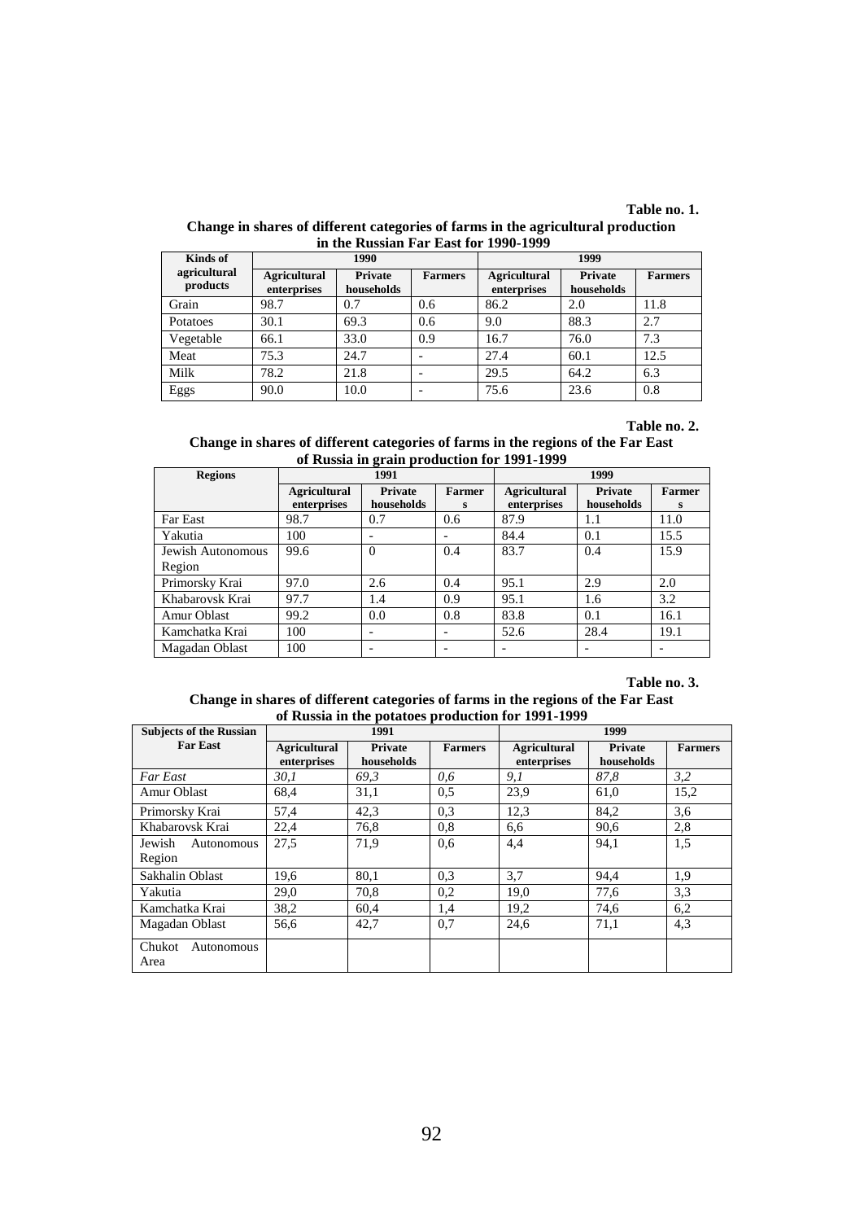**Table no. 1.**

**Change in shares of different categories of farms in the agricultural production in the Russian Far East for 1990-1999**

| Kinds of agricultural products | 1990 | | | 1999 | | |
|---|---|---|---|---|---|---|
| | Agricultural enterprises | Private households | Farmers | Agricultural enterprises | Private households | Farmers |
| Grain | 98.7 | 0.7 | 0.6 | 86.2 | 2.0 | 11.8 |
| Potatoes | 30.1 | 69.3 | 0.6 | 9.0 | 88.3 | 2.7 |
| Vegetable | 66.1 | 33.0 | 0.9 | 16.7 | 76.0 | 7.3 |
| Meat | 75.3 | 24.7 | - | 27.4 | 60.1 | 12.5 |
| Milk | 78.2 | 21.8 | - | 29.5 | 64.2 | 6.3 |
| Eggs | 90.0 | 10.0 | - | 75.6 | 23.6 | 0.8 |

**Table no. 2.**

**Change in shares of different categories of farms in the regions of the Far East of Russia in grain production for 1991-1999**

| Regions | 1991 | | | 1999 | | |
|---|---|---|---|---|---|---|
| | Agricultural enterprises | Private households | Farmers | Agricultural enterprises | Private households | Farmers |
| Far East | 98.7 | 0.7 | 0.6 | 87.9 | 1.1 | 11.0 |
| Yakutia | 100 | - | - | 84.4 | 0.1 | 15.5 |
| Jewish Autonomous Region | 99.6 | 0 | 0.4 | 83.7 | 0.4 | 15.9 |
| Primorsky Krai | 97.0 | 2.6 | 0.4 | 95.1 | 2.9 | 2.0 |
| Khabarovsk Krai | 97.7 | 1.4 | 0.9 | 95.1 | 1.6 | 3.2 |
| Amur Oblast | 99.2 | 0.0 | 0.8 | 83.8 | 0.1 | 16.1 |
| Kamchatka Krai | 100 | - | - | 52.6 | 28.4 | 19.1 |
| Magadan Oblast | 100 | - | - | - | - | - |

**Table no. 3.**

**Change in shares of different categories of farms in the regions of the Far East of Russia in the potatoes production for 1991-1999**

| Subjects of the Russian Far East | 1991 | | | 1999 | | |
|---|---|---|---|---|---|---|
| | Agricultural enterprises | Private households | Farmers | Agricultural enterprises | Private households | Farmers |
| *Far East* | *30,1* | *69,3* | *0,6* | *9,1* | *87,8* | *3,2* |
| Amur Oblast | 68,4 | 31,1 | 0,5 | 23,9 | 61,0 | 15,2 |
| Primorsky Krai | 57,4 | 42,3 | 0,3 | 12,3 | 84,2 | 3,6 |
| Khabarovsk Krai | 22,4 | 76,8 | 0,8 | 6,6 | 90,6 | 2,8 |
| Jewish Autonomous Region | 27,5 | 71,9 | 0,6 | 4,4 | 94,1 | 1,5 |
| Sakhalin Oblast | 19,6 | 80,1 | 0,3 | 3,7 | 94,4 | 1,9 |
| Yakutia | 29,0 | 70,8 | 0,2 | 19,0 | 77,6 | 3,3 |
| Kamchatka Krai | 38,2 | 60,4 | 1,4 | 19,2 | 74,6 | 6,2 |
| Magadan Oblast | 56,6 | 42,7 | 0,7 | 24,6 | 71,1 | 4,3 |
| Chukot Autonomous Area | | | | | | |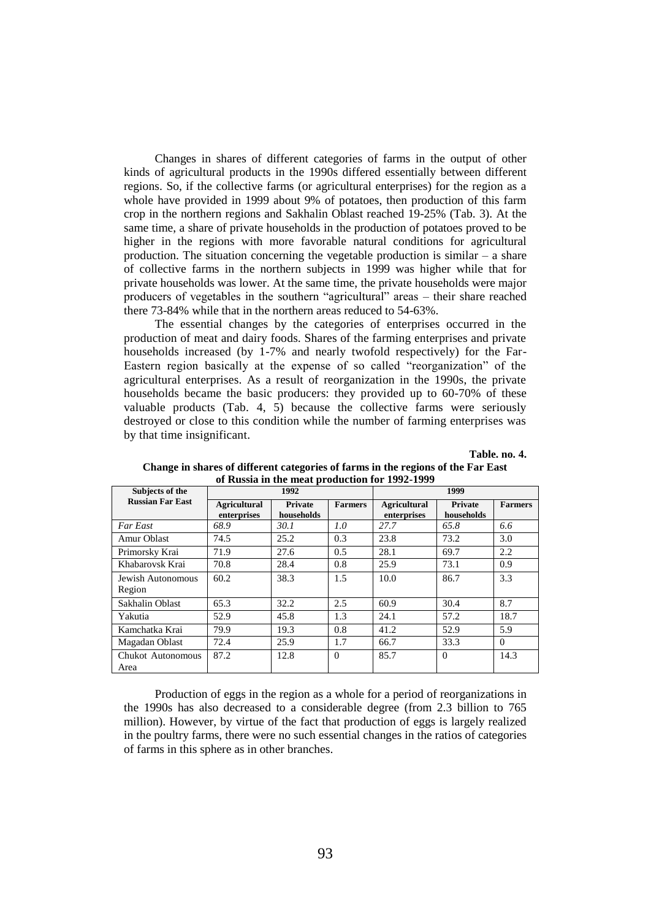Changes in shares of different categories of farms in the output of other kinds of agricultural products in the 1990s differed essentially between different regions. So, if the collective farms (or agricultural enterprises) for the region as a whole have provided in 1999 about 9% of potatoes, then production of this farm crop in the northern regions and Sakhalin Oblast reached 19-25% (Tab. 3). At the same time, a share of private households in the production of potatoes proved to be higher in the regions with more favorable natural conditions for agricultural production. The situation concerning the vegetable production is similar – a share of collective farms in the northern subjects in 1999 was higher while that for private households was lower. At the same time, the private households were major producers of vegetables in the southern "agricultural" areas – their share reached there 73-84% while that in the northern areas reduced to 54-63%.

The essential changes by the categories of enterprises occurred in the production of meat and dairy foods. Shares of the farming enterprises and private households increased (by 1-7% and nearly twofold respectively) for the Far-Eastern region basically at the expense of so called "reorganization" of the agricultural enterprises. As a result of reorganization in the 1990s, the private households became the basic producers: they provided up to 60-70% of these valuable products (Tab. 4, 5) because the collective farms were seriously destroyed or close to this condition while the number of farming enterprises was by that time insignificant.

**Table. no. 4.**

**Change in shares of different categories of farms in the regions of the Far East of Russia in the meat production for 1992-1999**

| Subjects of the Russian Far East | 1992 | | | 1999 | | |
|---|---|---|---|---|---|---|
| | **Agricultural enterprises** | **Private households** | **Farmers** | **Agricultural enterprises** | **Private households** | **Farmers** |
| *Far East* | *68.9* | *30.1* | *1.0* | *27.7* | *65.8* | *6.6* |
| Amur Oblast | 74.5 | 25.2 | 0.3 | 23.8 | 73.2 | 3.0 |
| Primorsky Krai | 71.9 | 27.6 | 0.5 | 28.1 | 69.7 | 2.2 |
| Khabarovsk Krai | 70.8 | 28.4 | 0.8 | 25.9 | 73.1 | 0.9 |
| Jewish Autonomous Region | 60.2 | 38.3 | 1.5 | 10.0 | 86.7 | 3.3 |
| Sakhalin Oblast | 65.3 | 32.2 | 2.5 | 60.9 | 30.4 | 8.7 |
| Yakutia | 52.9 | 45.8 | 1.3 | 24.1 | 57.2 | 18.7 |
| Kamchatka Krai | 79.9 | 19.3 | 0.8 | 41.2 | 52.9 | 5.9 |
| Magadan Oblast | 72.4 | 25.9 | 1.7 | 66.7 | 33.3 | 0 |
| Chukot Autonomous Area | 87.2 | 12.8 | 0 | 85.7 | 0 | 14.3 |

Production of eggs in the region as a whole for a period of reorganizations in the 1990s has also decreased to a considerable degree (from 2.3 billion to 765 million). However, by virtue of the fact that production of eggs is largely realized in the poultry farms, there were no such essential changes in the ratios of categories of farms in this sphere as in other branches.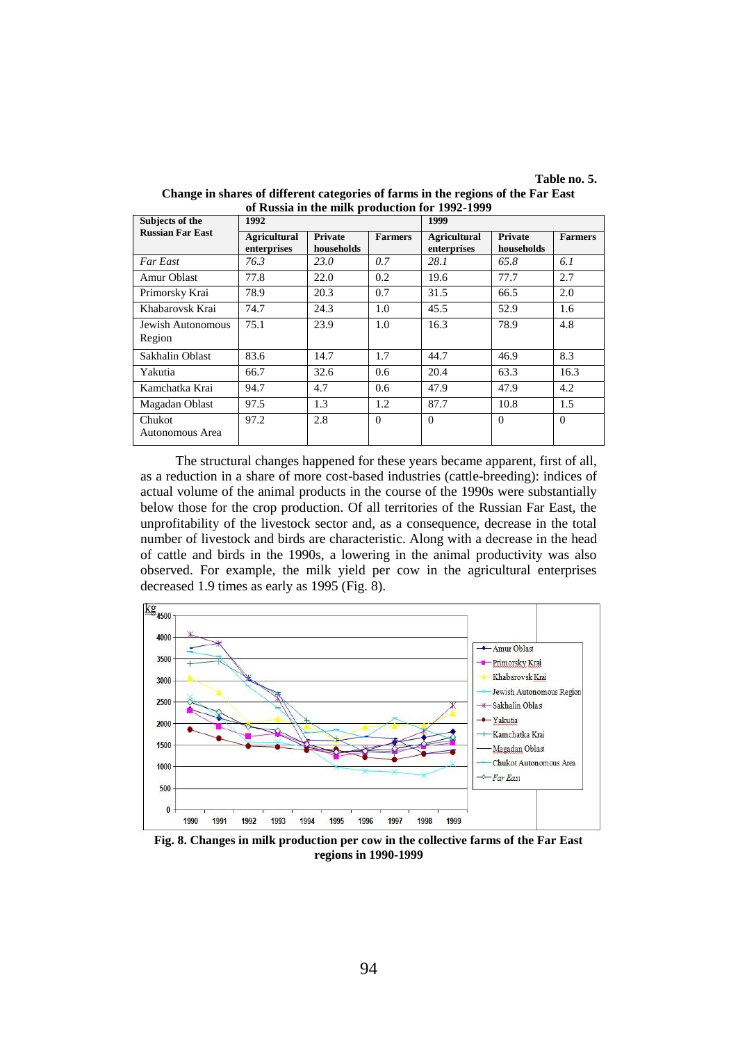**Table no. 5.**

**Change in shares of different categories of farms in the regions of the Far East of Russia in the milk production for 1992-1999**

| Subjects of the Russian Far East | 1992 | | | 1999 | | |
|---|---|---|---|---|---|---|
| | Agricultural enterprises | Private households | Farmers | Agricultural enterprises | Private households | Farmers |
| *Far East* | *76.3* | *23.0* | *0.7* | *28.1* | *65.8* | *6.1* |
| Amur Oblast | 77.8 | 22.0 | 0.2 | 19.6 | 77.7 | 2.7 |
| Primorsky Krai | 78.9 | 20.3 | 0.7 | 31.5 | 66.5 | 2.0 |
| Khabarovsk Krai | 74.7 | 24.3 | 1.0 | 45.5 | 52.9 | 1.6 |
| Jewish Autonomous Region | 75.1 | 23.9 | 1.0 | 16.3 | 78.9 | 4.8 |
| Sakhalin Oblast | 83.6 | 14.7 | 1.7 | 44.7 | 46.9 | 8.3 |
| Yakutia | 66.7 | 32.6 | 0.6 | 20.4 | 63.3 | 16.3 |
| Kamchatka Krai | 94.7 | 4.7 | 0.6 | 47.9 | 47.9 | 4.2 |
| Magadan Oblast | 97.5 | 1.3 | 1.2 | 87.7 | 10.8 | 1.5 |
| Chukot Autonomous Area | 97.2 | 2.8 | 0 | 0 | 0 | 0 |

The structural changes happened for these years became apparent, first of all, as a reduction in a share of more cost-based industries (cattle-breeding): indices of actual volume of the animal products in the course of the 1990s were substantially below those for the crop production. Of all territories of the Russian Far East, the unprofitability of the livestock sector and, as a consequence, decrease in the total number of livestock and birds are characteristic. Along with a decrease in the head of cattle and birds in the 1990s, a lowering in the animal productivity was also observed. For example, the milk yield per cow in the agricultural enterprises decreased 1.9 times as early as 1995 (Fig. 8).

**Fig. 8. Changes in milk production per cow in the collective farms of the Far East regions in 1990-1999**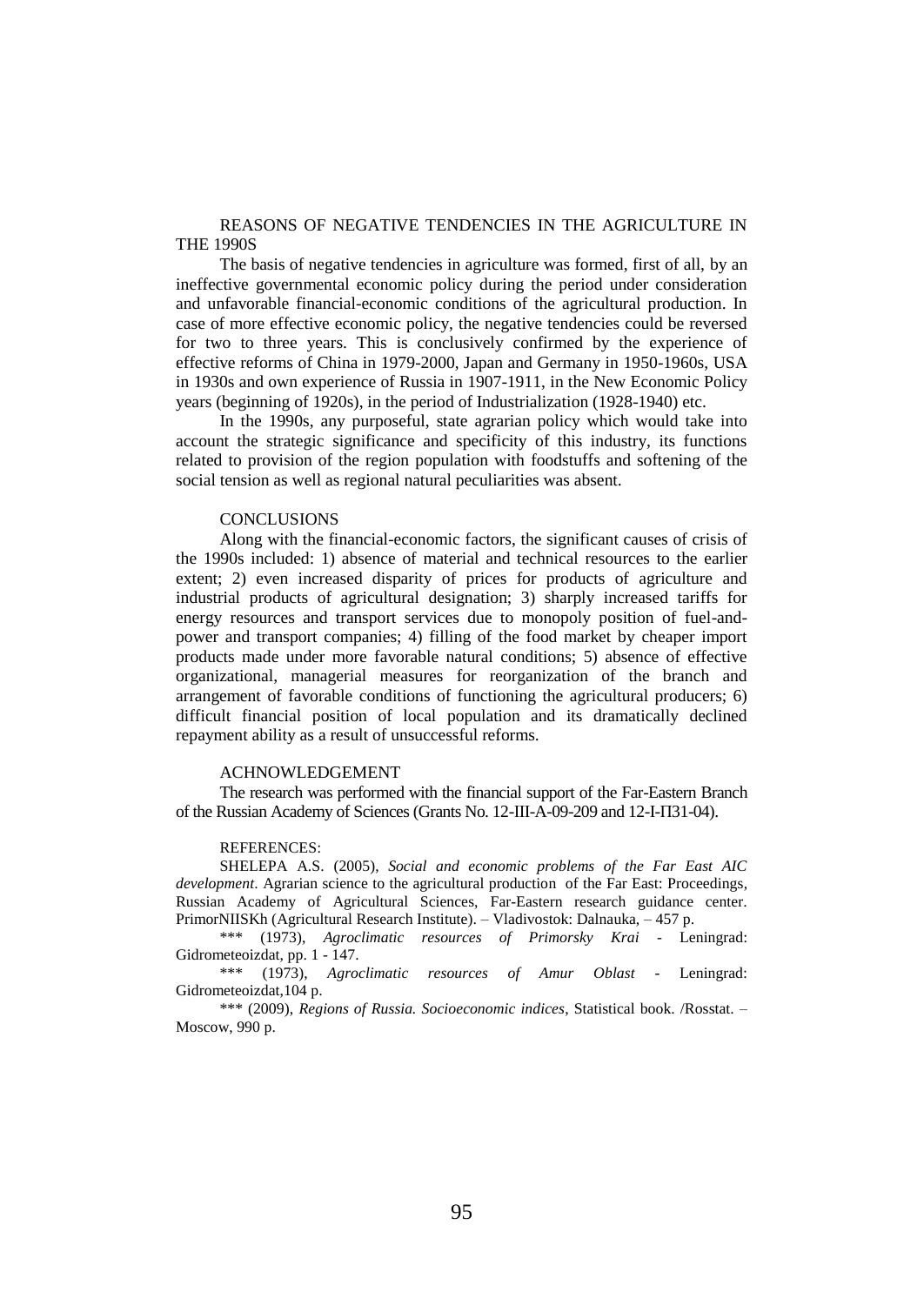## REASONS OF NEGATIVE TENDENCIES IN THE AGRICULTURE IN THE 1990S

The basis of negative tendencies in agriculture was formed, first of all, by an ineffective governmental economic policy during the period under consideration and unfavorable financial-economic conditions of the agricultural production. In case of more effective economic policy, the negative tendencies could be reversed for two to three years. This is conclusively confirmed by the experience of effective reforms of China in 1979-2000, Japan and Germany in 1950-1960s, USA in 1930s and own experience of Russia in 1907-1911, in the New Economic Policy years (beginning of 1920s), in the period of Industrialization (1928-1940) etc.

In the 1990s, any purposeful, state agrarian policy which would take into account the strategic significance and specificity of this industry, its functions related to provision of the region population with foodstuffs and softening of the social tension as well as regional natural peculiarities was absent.

## CONCLUSIONS

Along with the financial-economic factors, the significant causes of crisis of the 1990s included: 1) absence of material and technical resources to the earlier extent; 2) even increased disparity of prices for products of agriculture and industrial products of agricultural designation; 3) sharply increased tariffs for energy resources and transport services due to monopoly position of fuel-and-power and transport companies; 4) filling of the food market by cheaper import products made under more favorable natural conditions; 5) absence of effective organizational, managerial measures for reorganization of the branch and arrangement of favorable conditions of functioning the agricultural producers; 6) difficult financial position of local population and its dramatically declined repayment ability as a result of unsuccessful reforms.

## ACHNOWLEDGEMENT

The research was performed with the financial support of the Far-Eastern Branch of the Russian Academy of Sciences (Grants No. 12-III-A-09-209 and 12-I-П31-04).

## REFERENCES:

SHELEPA A.S. (2005), *Social and economic problems of the Far East AIC development*. Agrarian science to the agricultural production of the Far East: Proceedings, Russian Academy of Agricultural Sciences, Far-Eastern research guidance center. PrimorNIISKh (Agricultural Research Institute). – Vladivostok: Dalnauka, – 457 p.

*** (1973), *Agroclimatic resources of Primorsky Krai* - Leningrad: Gidrometeoizdat, pp. 1 - 147.

*** (1973), *Agroclimatic resources of Amur Oblast* - Leningrad: Gidrometeoizdat,104 p.

*** (2009), *Regions of Russia. Socioeconomic indices*, Statistical book. /Rosstat. – Moscow, 990 p.